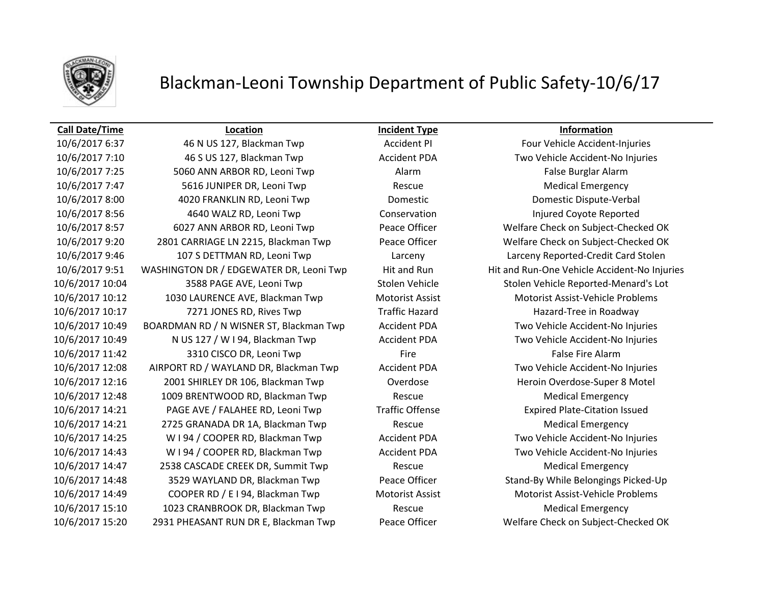# Blackman-Leoni Township Department of Public Safety-10/6/17

| Call Date/Time | Location | Incident Type | Information |
|---|---|---|---|
| 10/6/2017 6:37 | 46 N US 127, Blackman Twp | Accident PI | Four Vehicle Accident-Injuries |
| 10/6/2017 7:10 | 46 S US 127, Blackman Twp | Accident PDA | Two Vehicle Accident-No Injuries |
| 10/6/2017 7:25 | 5060 ANN ARBOR RD, Leoni Twp | Alarm | False Burglar Alarm |
| 10/6/2017 7:47 | 5616 JUNIPER DR, Leoni Twp | Rescue | Medical Emergency |
| 10/6/2017 8:00 | 4020 FRANKLIN RD, Leoni Twp | Domestic | Domestic Dispute-Verbal |
| 10/6/2017 8:56 | 4640 WALZ RD, Leoni Twp | Conservation | Injured Coyote Reported |
| 10/6/2017 8:57 | 6027 ANN ARBOR RD, Leoni Twp | Peace Officer | Welfare Check on Subject-Checked OK |
| 10/6/2017 9:20 | 2801 CARRIAGE LN 2215, Blackman Twp | Peace Officer | Welfare Check on Subject-Checked OK |
| 10/6/2017 9:46 | 107 S DETTMAN RD, Leoni Twp | Larceny | Larceny Reported-Credit Card Stolen |
| 10/6/2017 9:51 | WASHINGTON DR / EDGEWATER DR, Leoni Twp | Hit and Run | Hit and Run-One Vehicle Accident-No Injuries |
| 10/6/2017 10:04 | 3588 PAGE AVE, Leoni Twp | Stolen Vehicle | Stolen Vehicle Reported-Menard's Lot |
| 10/6/2017 10:12 | 1030 LAURENCE AVE, Blackman Twp | Motorist Assist | Motorist Assist-Vehicle Problems |
| 10/6/2017 10:17 | 7271 JONES RD, Rives Twp | Traffic Hazard | Hazard-Tree in Roadway |
| 10/6/2017 10:49 | BOARDMAN RD / N WISNER ST, Blackman Twp | Accident PDA | Two Vehicle Accident-No Injuries |
| 10/6/2017 10:49 | N US 127 / W I 94, Blackman Twp | Accident PDA | Two Vehicle Accident-No Injuries |
| 10/6/2017 11:42 | 3310 CISCO DR, Leoni Twp | Fire | False Fire Alarm |
| 10/6/2017 12:08 | AIRPORT RD / WAYLAND DR, Blackman Twp | Accident PDA | Two Vehicle Accident-No Injuries |
| 10/6/2017 12:16 | 2001 SHIRLEY DR 106, Blackman Twp | Overdose | Heroin Overdose-Super 8 Motel |
| 10/6/2017 12:48 | 1009 BRENTWOOD RD, Blackman Twp | Rescue | Medical Emergency |
| 10/6/2017 14:21 | PAGE AVE / FALAHEE RD, Leoni Twp | Traffic Offense | Expired Plate-Citation Issued |
| 10/6/2017 14:21 | 2725 GRANADA DR 1A, Blackman Twp | Rescue | Medical Emergency |
| 10/6/2017 14:25 | W I 94 / COOPER RD, Blackman Twp | Accident PDA | Two Vehicle Accident-No Injuries |
| 10/6/2017 14:43 | W I 94 / COOPER RD, Blackman Twp | Accident PDA | Two Vehicle Accident-No Injuries |
| 10/6/2017 14:47 | 2538 CASCADE CREEK DR, Summit Twp | Rescue | Medical Emergency |
| 10/6/2017 14:48 | 3529 WAYLAND DR, Blackman Twp | Peace Officer | Stand-By While Belongings Picked-Up |
| 10/6/2017 14:49 | COOPER RD / E I 94, Blackman Twp | Motorist Assist | Motorist Assist-Vehicle Problems |
| 10/6/2017 15:10 | 1023 CRANBROOK DR, Blackman Twp | Rescue | Medical Emergency |
| 10/6/2017 15:20 | 2931 PHEASANT RUN DR E, Blackman Twp | Peace Officer | Welfare Check on Subject-Checked OK |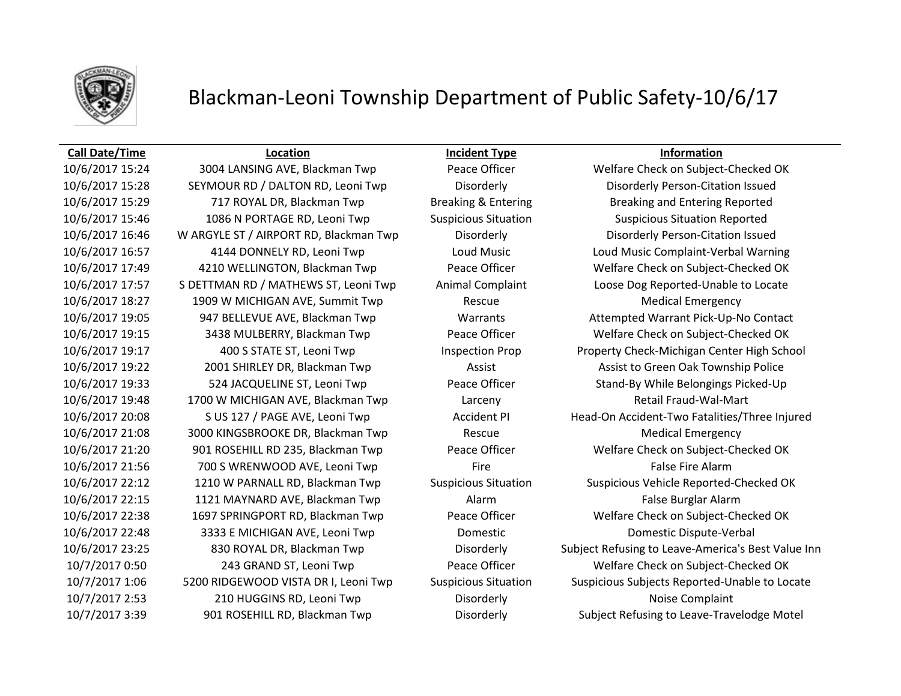# Blackman-Leoni Township Department of Public Safety-10/6/17

| Call Date/Time | Location | Incident Type | Information |
|---|---|---|---|
| 10/6/2017 15:24 | 3004 LANSING AVE, Blackman Twp | Peace Officer | Welfare Check on Subject-Checked OK |
| 10/6/2017 15:28 | SEYMOUR RD / DALTON RD, Leoni Twp | Disorderly | Disorderly Person-Citation Issued |
| 10/6/2017 15:29 | 717 ROYAL DR, Blackman Twp | Breaking & Entering | Breaking and Entering Reported |
| 10/6/2017 15:46 | 1086 N PORTAGE RD, Leoni Twp | Suspicious Situation | Suspicious Situation Reported |
| 10/6/2017 16:46 | W ARGYLE ST / AIRPORT RD, Blackman Twp | Disorderly | Disorderly Person-Citation Issued |
| 10/6/2017 16:57 | 4144 DONNELY RD, Leoni Twp | Loud Music | Loud Music Complaint-Verbal Warning |
| 10/6/2017 17:49 | 4210 WELLINGTON, Blackman Twp | Peace Officer | Welfare Check on Subject-Checked OK |
| 10/6/2017 17:57 | S DETTMAN RD / MATHEWS ST, Leoni Twp | Animal Complaint | Loose Dog Reported-Unable to Locate |
| 10/6/2017 18:27 | 1909 W MICHIGAN AVE, Summit Twp | Rescue | Medical Emergency |
| 10/6/2017 19:05 | 947 BELLEVUE AVE, Blackman Twp | Warrants | Attempted Warrant Pick-Up-No Contact |
| 10/6/2017 19:15 | 3438 MULBERRY, Blackman Twp | Peace Officer | Welfare Check on Subject-Checked OK |
| 10/6/2017 19:17 | 400 S STATE ST, Leoni Twp | Inspection Prop | Property Check-Michigan Center High School |
| 10/6/2017 19:22 | 2001 SHIRLEY DR, Blackman Twp | Assist | Assist to Green Oak Township Police |
| 10/6/2017 19:33 | 524 JACQUELINE ST, Leoni Twp | Peace Officer | Stand-By While Belongings Picked-Up |
| 10/6/2017 19:48 | 1700 W MICHIGAN AVE, Blackman Twp | Larceny | Retail Fraud-Wal-Mart |
| 10/6/2017 20:08 | S US 127 / PAGE AVE, Leoni Twp | Accident PI | Head-On Accident-Two Fatalities/Three Injured |
| 10/6/2017 21:08 | 3000 KINGSBROOKE DR, Blackman Twp | Rescue | Medical Emergency |
| 10/6/2017 21:20 | 901 ROSEHILL RD 235, Blackman Twp | Peace Officer | Welfare Check on Subject-Checked OK |
| 10/6/2017 21:56 | 700 S WRENWOOD AVE, Leoni Twp | Fire | False Fire Alarm |
| 10/6/2017 22:12 | 1210 W PARNALL RD, Blackman Twp | Suspicious Situation | Suspicious Vehicle Reported-Checked OK |
| 10/6/2017 22:15 | 1121 MAYNARD AVE, Blackman Twp | Alarm | False Burglar Alarm |
| 10/6/2017 22:38 | 1697 SPRINGPORT RD, Blackman Twp | Peace Officer | Welfare Check on Subject-Checked OK |
| 10/6/2017 22:48 | 3333 E MICHIGAN AVE, Leoni Twp | Domestic | Domestic Dispute-Verbal |
| 10/6/2017 23:25 | 830 ROYAL DR, Blackman Twp | Disorderly | Subject Refusing to Leave-America's Best Value Inn |
| 10/7/2017 0:50 | 243 GRAND ST, Leoni Twp | Peace Officer | Welfare Check on Subject-Checked OK |
| 10/7/2017 1:06 | 5200 RIDGEWOOD VISTA DR I, Leoni Twp | Suspicious Situation | Suspicious Subjects Reported-Unable to Locate |
| 10/7/2017 2:53 | 210 HUGGINS RD, Leoni Twp | Disorderly | Noise Complaint |
| 10/7/2017 3:39 | 901 ROSEHILL RD, Blackman Twp | Disorderly | Subject Refusing to Leave-Travelodge Motel |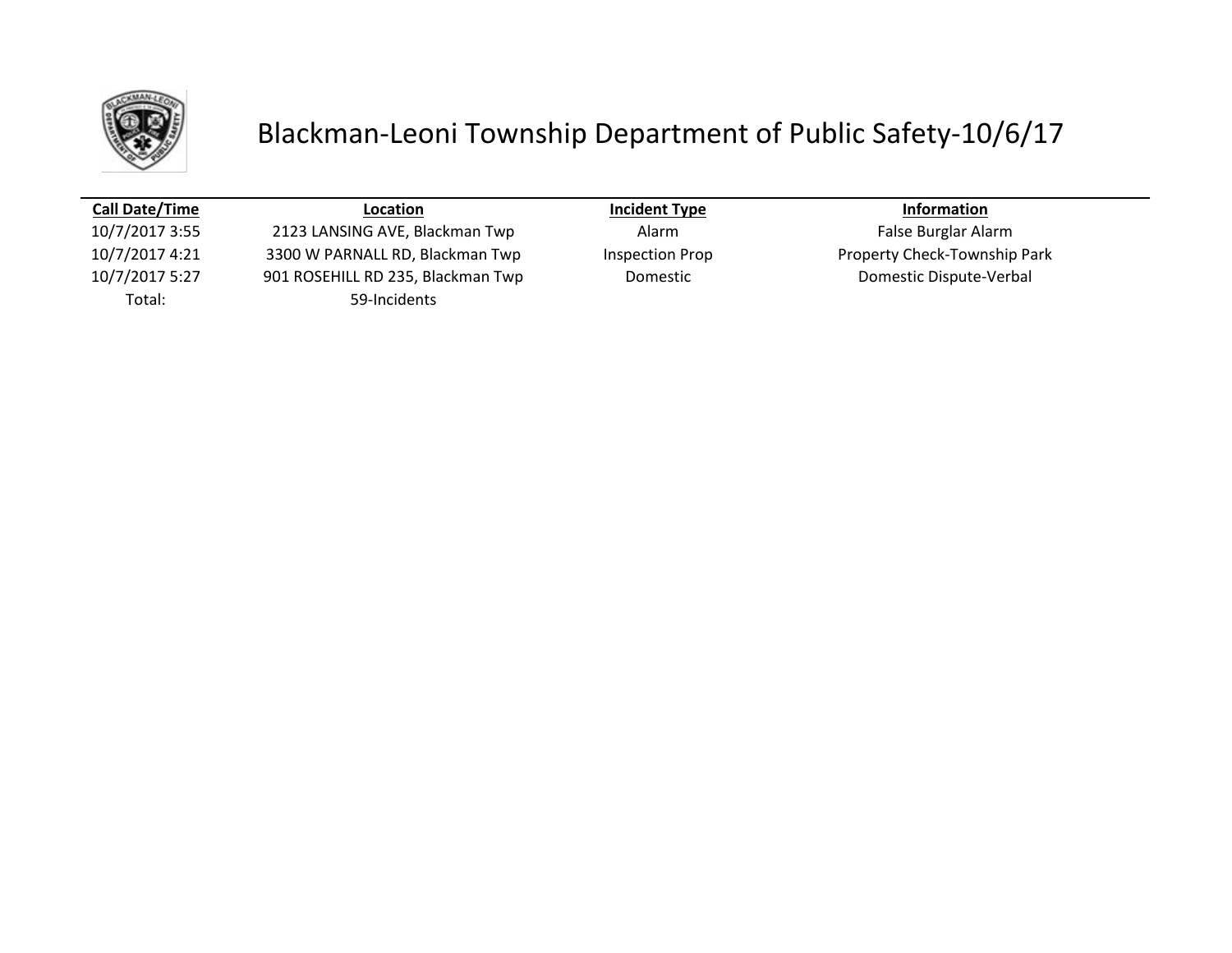# Blackman-Leoni Township Department of Public Safety-10/6/17

| Call Date/Time | Location | Incident Type | Information |
|---|---|---|---|
| 10/7/2017 3:55 | 2123 LANSING AVE, Blackman Twp | Alarm | False Burglar Alarm |
| 10/7/2017 4:21 | 3300 W PARNALL RD, Blackman Twp | Inspection Prop | Property Check-Township Park |
| 10/7/2017 5:27 | 901 ROSEHILL RD 235, Blackman Twp | Domestic | Domestic Dispute-Verbal |
| Total: | 59-Incidents | | |